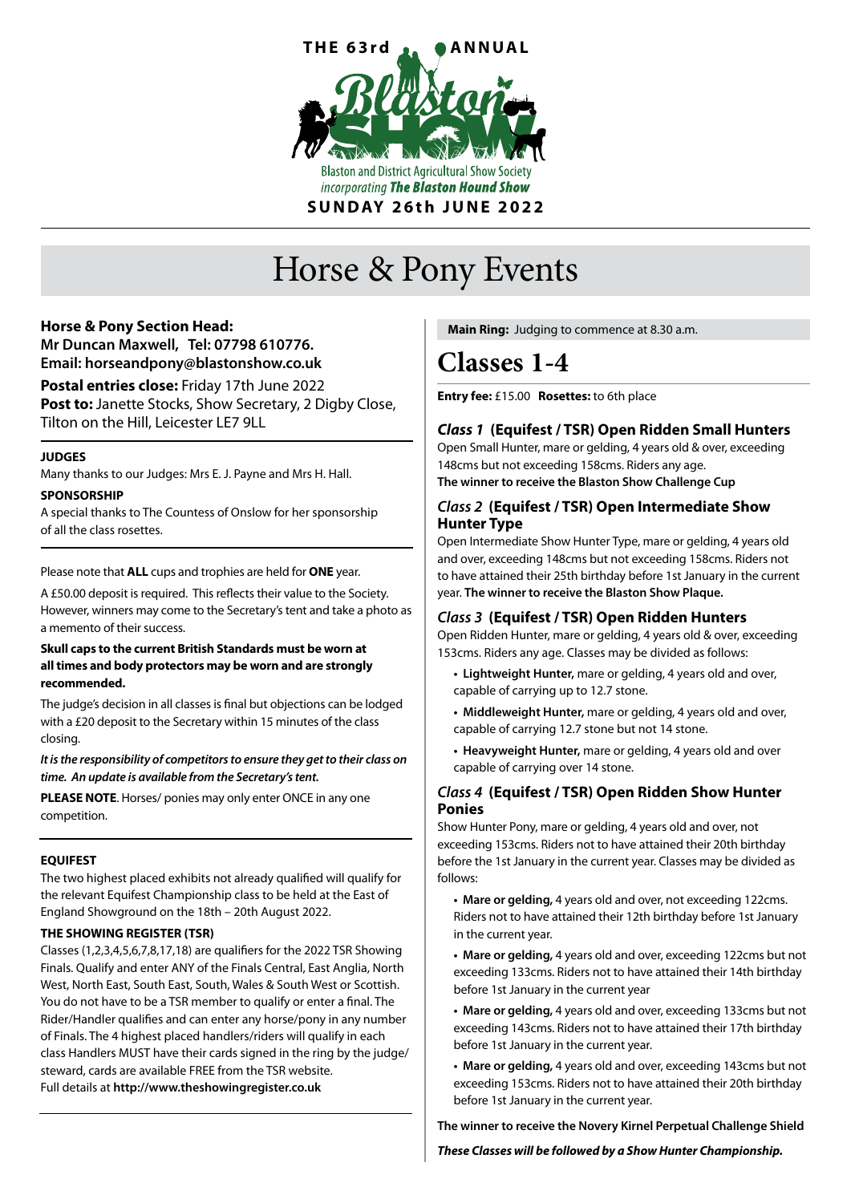THE 63rd ANNUAL

Blaston Show

Blaston and District Agricultural Show Society
*incorporating* ***The Blaston Hound Show***

**SUNDAY 26th JUNE 2022**

# Horse & Pony Events

**Horse & Pony Section Head:**
**Mr Duncan Maxwell, Tel: 07798 610776.**
**Email: horseandpony@blastonshow.co.uk**

**Postal entries close:** Friday 17th June 2022
**Post to:** Janette Stocks, Show Secretary, 2 Digby Close, Tilton on the Hill, Leicester LE7 9LL

**JUDGES**

Many thanks to our Judges: Mrs E. J. Payne and Mrs H. Hall.

**SPONSORSHIP**

A special thanks to The Countess of Onslow for her sponsorship of all the class rosettes.

Please note that **ALL** cups and trophies are held for **ONE** year.

A £50.00 deposit is required. This reflects their value to the Society. However, winners may come to the Secretary's tent and take a photo as a memento of their success.

**Skull caps to the current British Standards must be worn at all times and body protectors may be worn and are strongly recommended.**

The judge's decision in all classes is final but objections can be lodged with a £20 deposit to the Secretary within 15 minutes of the class closing.

***It is the responsibility of competitors to ensure they get to their class on time. An update is available from the Secretary's tent.***

**PLEASE NOTE**. Horses/ ponies may only enter ONCE in any one competition.

**EQUIFEST**

The two highest placed exhibits not already qualified will qualify for the relevant Equifest Championship class to be held at the East of England Showground on the 18th – 20th August 2022.

**THE SHOWING REGISTER (TSR)**

Classes (1,2,3,4,5,6,7,8,17,18) are qualifiers for the 2022 TSR Showing Finals. Qualify and enter ANY of the Finals Central, East Anglia, North West, North East, South East, South, Wales & South West or Scottish. You do not have to be a TSR member to qualify or enter a final. The Rider/Handler qualifies and can enter any horse/pony in any number of Finals. The 4 highest placed handlers/riders will qualify in each class Handlers MUST have their cards signed in the ring by the judge/steward, cards are available FREE from the TSR website.
Full details at **http://www.theshowingregister.co.uk**

**Main Ring:** Judging to commence at 8.30 a.m.

## Classes 1-4

**Entry fee:** £15.00 **Rosettes:** to 6th place

### *Class 1* (Equifest / TSR) Open Ridden Small Hunters

Open Small Hunter, mare or gelding, 4 years old & over, exceeding 148cms but not exceeding 158cms. Riders any age.
**The winner to receive the Blaston Show Challenge Cup**

### *Class 2* (Equifest / TSR) Open Intermediate Show Hunter Type

Open Intermediate Show Hunter Type, mare or gelding, 4 years old and over, exceeding 148cms but not exceeding 158cms. Riders not to have attained their 25th birthday before 1st January in the current year. **The winner to receive the Blaston Show Plaque.**

### *Class 3* (Equifest / TSR) Open Ridden Hunters

Open Ridden Hunter, mare or gelding, 4 years old & over, exceeding 153cms. Riders any age. Classes may be divided as follows:

- **Lightweight Hunter,** mare or gelding, 4 years old and over, capable of carrying up to 12.7 stone.
- **Middleweight Hunter,** mare or gelding, 4 years old and over, capable of carrying 12.7 stone but not 14 stone.
- **Heavyweight Hunter,** mare or gelding, 4 years old and over capable of carrying over 14 stone.

### *Class 4* (Equifest / TSR) Open Ridden Show Hunter Ponies

Show Hunter Pony, mare or gelding, 4 years old and over, not exceeding 153cms. Riders not to have attained their 20th birthday before the 1st January in the current year. Classes may be divided as follows:

- **Mare or gelding,** 4 years old and over, not exceeding 122cms. Riders not to have attained their 12th birthday before 1st January in the current year.
- **Mare or gelding,** 4 years old and over, exceeding 122cms but not exceeding 133cms. Riders not to have attained their 14th birthday before 1st January in the current year
- **Mare or gelding,** 4 years old and over, exceeding 133cms but not exceeding 143cms. Riders not to have attained their 17th birthday before 1st January in the current year.
- **Mare or gelding,** 4 years old and over, exceeding 143cms but not exceeding 153cms. Riders not to have attained their 20th birthday before 1st January in the current year.

**The winner to receive the Novery Kirnel Perpetual Challenge Shield**

***These Classes will be followed by a Show Hunter Championship.***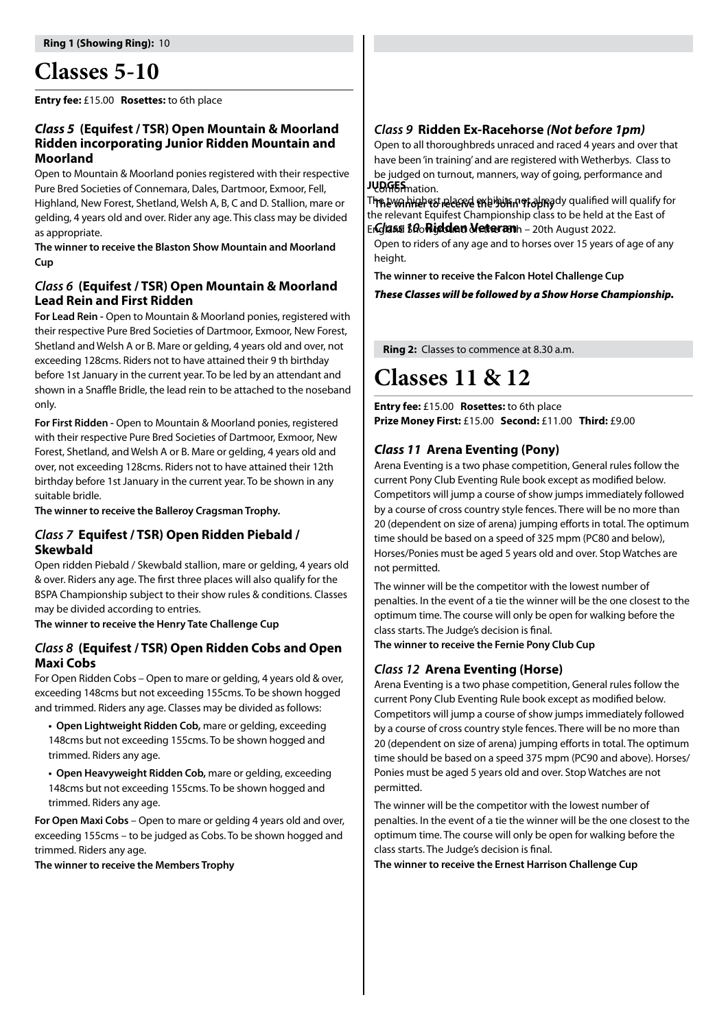**Ring 1 (Showing Ring):** 10

# Classes 5-10

**Entry fee:** £15.00 **Rosettes:** to 6th place

### *Class 5* (Equifest / TSR) Open Mountain & Moorland Ridden incorporating Junior Ridden Mountain and Moorland

Open to Mountain & Moorland ponies registered with their respective Pure Bred Societies of Connemara, Dales, Dartmoor, Exmoor, Fell, Highland, New Forest, Shetland, Welsh A, B, C and D. Stallion, mare or gelding, 4 years old and over. Rider any age. This class may be divided as appropriate.

**The winner to receive the Blaston Show Mountain and Moorland Cup**

### *Class 6* (Equifest / TSR) Open Mountain & Moorland Lead Rein and First Ridden

**For Lead Rein -** Open to Mountain & Moorland ponies, registered with their respective Pure Bred Societies of Dartmoor, Exmoor, New Forest, Shetland and Welsh A or B. Mare or gelding, 4 years old and over, not exceeding 128cms. Riders not to have attained their 9 th birthday before 1st January in the current year. To be led by an attendant and shown in a Snaffle Bridle, the lead rein to be attached to the noseband only.

**For First Ridden -** Open to Mountain & Moorland ponies, registered with their respective Pure Bred Societies of Dartmoor, Exmoor, New Forest, Shetland, and Welsh A or B. Mare or gelding, 4 years old and over, not exceeding 128cms. Riders not to have attained their 12th birthday before 1st January in the current year. To be shown in any suitable bridle.

**The winner to receive the Balleroy Cragsman Trophy.**

### *Class 7* Equifest / TSR) Open Ridden Piebald / Skewbald

Open ridden Piebald / Skewbald stallion, mare or gelding, 4 years old & over. Riders any age. The first three places will also qualify for the BSPA Championship subject to their show rules & conditions. Classes may be divided according to entries.

**The winner to receive the Henry Tate Challenge Cup**

### *Class 8* (Equifest / TSR) Open Ridden Cobs and Open Maxi Cobs

For Open Ridden Cobs – Open to mare or gelding, 4 years old & over, exceeding 148cms but not exceeding 155cms. To be shown hogged and trimmed. Riders any age. Classes may be divided as follows:

- **Open Lightweight Ridden Cob,** mare or gelding, exceeding 148cms but not exceeding 155cms. To be shown hogged and trimmed. Riders any age.
- **Open Heavyweight Ridden Cob,** mare or gelding, exceeding 148cms but not exceeding 155cms. To be shown hogged and trimmed. Riders any age.

**For Open Maxi Cobs** – Open to mare or gelding 4 years old and over, exceeding 155cms – to be judged as Cobs. To be shown hogged and trimmed. Riders any age.

**The winner to receive the Members Trophy**

### *Class 9* Ridden Ex-Racehorse *(Not before 1pm)*

Open to all thoroughbreds unraced and raced 4 years and over that have been 'in training' and are registered with Wetherbys. Class to be judged on turnout, manners, way of going, performance and conformation.

**JUDGES**

The two highest placed exhibits not already qualified will qualify for the relevant Equifest Championship class to be held at the East of England Showground on the 18th – 20th August 2022.

**The winner to receive the John Trophy**

### *Class 10* Ridden Veteran

Open to riders of any age and to horses over 15 years of age of any height.

**The winner to receive the Falcon Hotel Challenge Cup**

***These Classes will be followed by a Show Horse Championship.***

**Ring 2:** Classes to commence at 8.30 a.m.

# Classes 11 & 12

**Entry fee:** £15.00 **Rosettes:** to 6th place
**Prize Money First:** £15.00 **Second:** £11.00 **Third:** £9.00

### *Class 11* Arena Eventing (Pony)

Arena Eventing is a two phase competition, General rules follow the current Pony Club Eventing Rule book except as modified below. Competitors will jump a course of show jumps immediately followed by a course of cross country style fences. There will be no more than 20 (dependent on size of arena) jumping efforts in total. The optimum time should be based on a speed of 325 mpm (PC80 and below), Horses/Ponies must be aged 5 years old and over. Stop Watches are not permitted.

The winner will be the competitor with the lowest number of penalties. In the event of a tie the winner will be the one closest to the optimum time. The course will only be open for walking before the class starts. The Judge's decision is final.

**The winner to receive the Fernie Pony Club Cup**

### *Class 12* Arena Eventing (Horse)

Arena Eventing is a two phase competition, General rules follow the current Pony Club Eventing Rule book except as modified below. Competitors will jump a course of show jumps immediately followed by a course of cross country style fences. There will be no more than 20 (dependent on size of arena) jumping efforts in total. The optimum time should be based on a speed 375 mpm (PC90 and above). Horses/ Ponies must be aged 5 years old and over. Stop Watches are not permitted.

The winner will be the competitor with the lowest number of penalties. In the event of a tie the winner will be the one closest to the optimum time. The course will only be open for walking before the class starts. The Judge's decision is final.

**The winner to receive the Ernest Harrison Challenge Cup**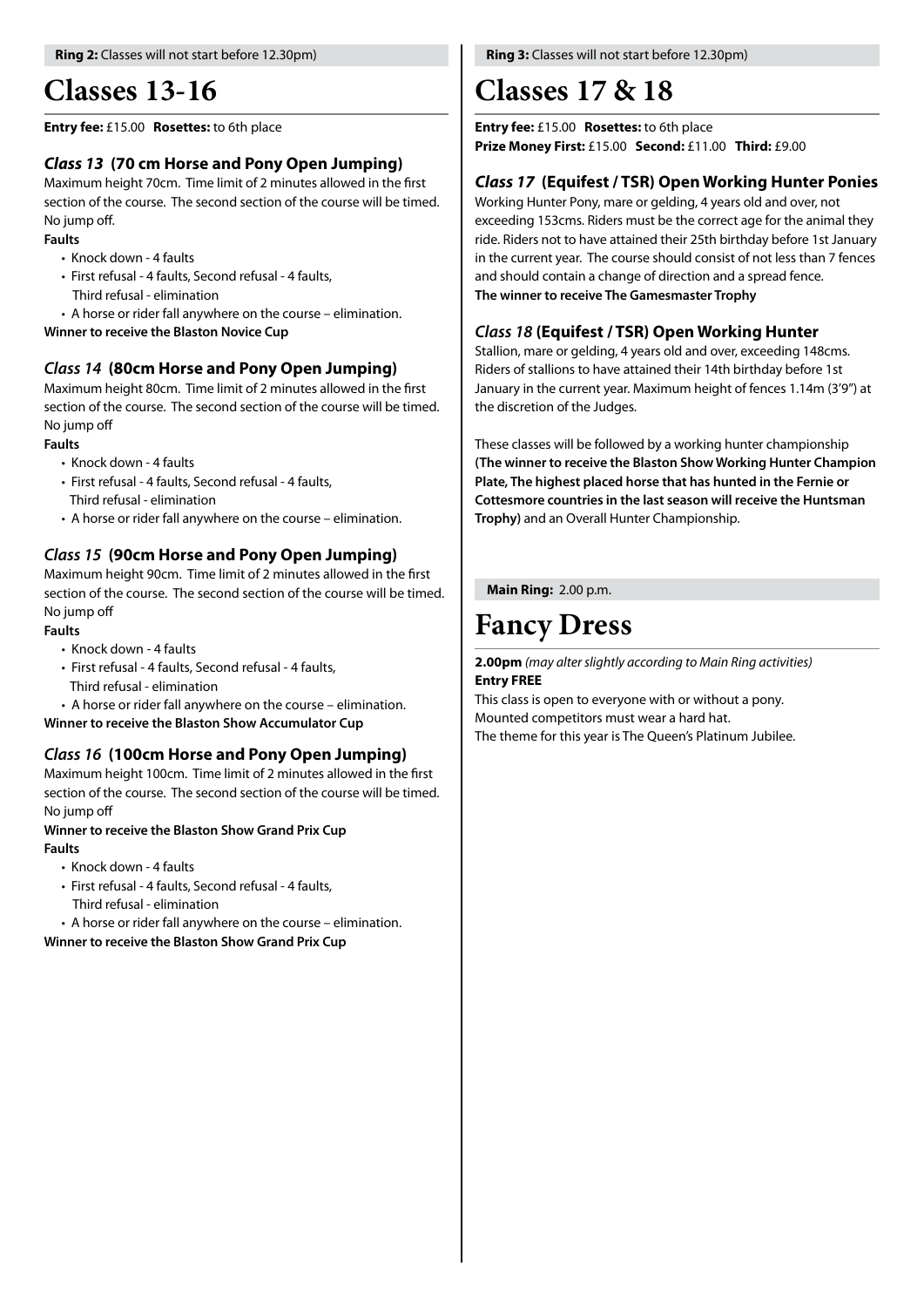**Ring 2:** Classes will not start before 12.30pm)

# Classes 13-16

**Entry fee:** £15.00 **Rosettes:** to 6th place

### *Class 13* (70 cm Horse and Pony Open Jumping)

Maximum height 70cm. Time limit of 2 minutes allowed in the first section of the course. The second section of the course will be timed. No jump off.

**Faults**

- Knock down - 4 faults
- First refusal - 4 faults, Second refusal - 4 faults, Third refusal - elimination
- A horse or rider fall anywhere on the course – elimination.

**Winner to receive the Blaston Novice Cup**

### *Class 14* (80cm Horse and Pony Open Jumping)

Maximum height 80cm. Time limit of 2 minutes allowed in the first section of the course. The second section of the course will be timed. No jump off

**Faults**

- Knock down - 4 faults
- First refusal - 4 faults, Second refusal - 4 faults, Third refusal - elimination
- A horse or rider fall anywhere on the course – elimination.

### *Class 15* (90cm Horse and Pony Open Jumping)

Maximum height 90cm. Time limit of 2 minutes allowed in the first section of the course. The second section of the course will be timed. No jump off

**Faults**

- Knock down - 4 faults
- First refusal - 4 faults, Second refusal - 4 faults, Third refusal - elimination
- A horse or rider fall anywhere on the course – elimination.

**Winner to receive the Blaston Show Accumulator Cup**

### *Class 16* (100cm Horse and Pony Open Jumping)

Maximum height 100cm. Time limit of 2 minutes allowed in the first section of the course. The second section of the course will be timed. No jump off

**Winner to receive the Blaston Show Grand Prix Cup**

**Faults**

- Knock down - 4 faults
- First refusal - 4 faults, Second refusal - 4 faults, Third refusal - elimination
- A horse or rider fall anywhere on the course – elimination.

**Winner to receive the Blaston Show Grand Prix Cup**

**Ring 3:** Classes will not start before 12.30pm)

# Classes 17 & 18

**Entry fee:** £15.00 **Rosettes:** to 6th place
**Prize Money First:** £15.00 **Second:** £11.00 **Third:** £9.00

### *Class 17* (Equifest / TSR) Open Working Hunter Ponies

Working Hunter Pony, mare or gelding, 4 years old and over, not exceeding 153cms. Riders must be the correct age for the animal they ride. Riders not to have attained their 25th birthday before 1st January in the current year. The course should consist of not less than 7 fences and should contain a change of direction and a spread fence.
**The winner to receive The Gamesmaster Trophy**

### *Class 18* (Equifest / TSR) Open Working Hunter

Stallion, mare or gelding, 4 years old and over, exceeding 148cms. Riders of stallions to have attained their 14th birthday before 1st January in the current year. Maximum height of fences 1.14m (3'9") at the discretion of the Judges.

These classes will be followed by a working hunter championship **(The winner to receive the Blaston Show Working Hunter Champion Plate, The highest placed horse that has hunted in the Fernie or Cottesmore countries in the last season will receive the Huntsman Trophy)** and an Overall Hunter Championship.

**Main Ring:** 2.00 p.m.

# Fancy Dress

**2.00pm** *(may alter slightly according to Main Ring activities)*
**Entry FREE**

This class is open to everyone with or without a pony.
Mounted competitors must wear a hard hat.
The theme for this year is The Queen's Platinum Jubilee.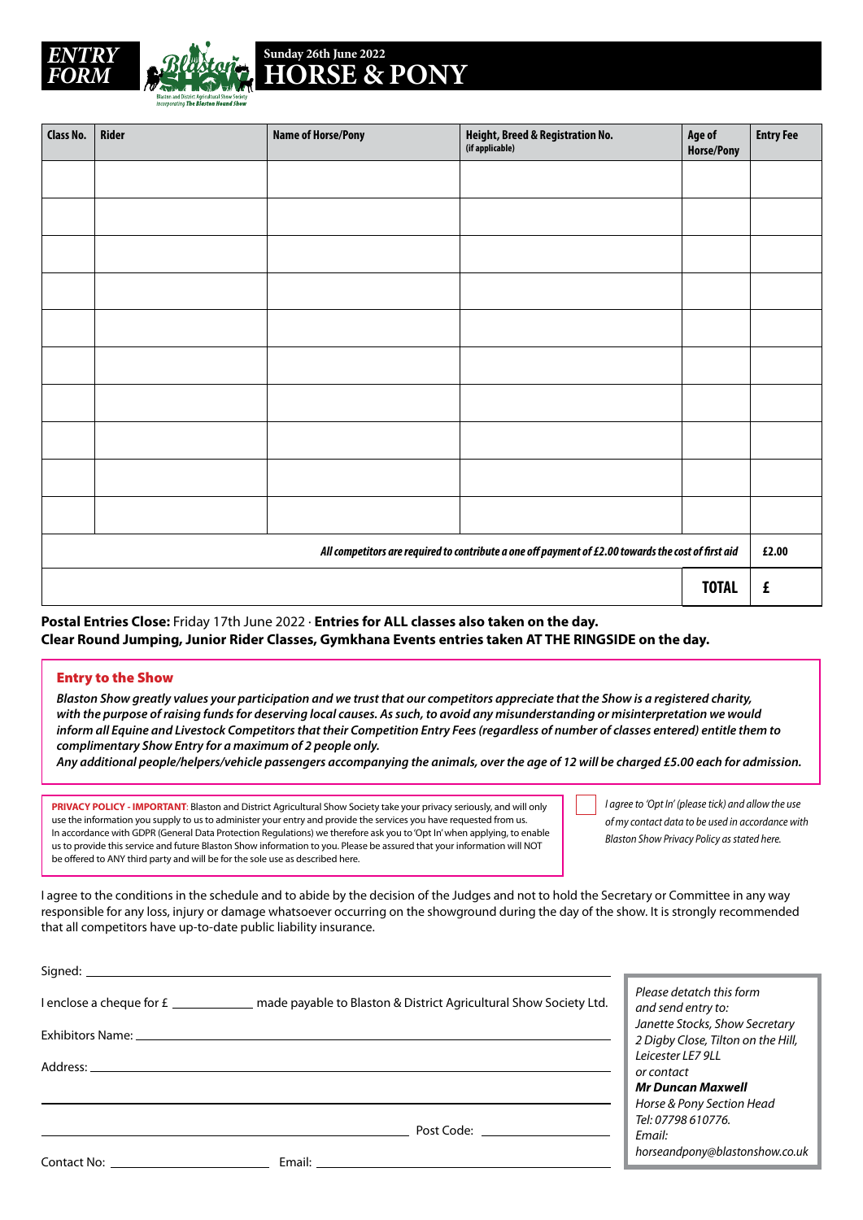# ENTRY FORM

Blaston and District Agricultural Show Society
Incorporating The Blaston Hound Show

## Sunday 26th June 2022
## HORSE & PONY

| Class No. | Rider | Name of Horse/Pony | Height, Breed & Registration No. (if applicable) | Age of Horse/Pony | Entry Fee |
|---|---|---|---|---|---|
| | | | | | |
| | | | | | |
| | | | | | |
| | | | | | |
| | | | | | |
| | | | | | |
| | | | | | |
| | | | | | |
| | | | | | |
| | | | | | |
| *All competitors are required to contribute a one off payment of £2.00 towards the cost of first aid* | | | | | £2.00 |
| | | | | **TOTAL** | **£** |

**Postal Entries Close:** Friday 17th June 2022 · **Entries for ALL classes also taken on the day.**
**Clear Round Jumping, Junior Rider Classes, Gymkhana Events entries taken AT THE RINGSIDE on the day.**

### Entry to the Show

***Blaston Show greatly values your participation and we trust that our competitors appreciate that the Show is a registered charity, with the purpose of raising funds for deserving local causes. As such, to avoid any misunderstanding or misinterpretation we would inform all Equine and Livestock Competitors that their Competition Entry Fees (regardless of number of classes entered) entitle them to complimentary Show Entry for a maximum of 2 people only.***

***Any additional people/helpers/vehicle passengers accompanying the animals, over the age of 12 will be charged £5.00 each for admission.***

**PRIVACY POLICY - IMPORTANT**: Blaston and District Agricultural Show Society take your privacy seriously, and will only use the information you supply to us to administer your entry and provide the services you have requested from us. In accordance with GDPR (General Data Protection Regulations) we therefore ask you to 'Opt In' when applying, to enable us to provide this service and future Blaston Show information to you. Please be assured that your information will NOT be offered to ANY third party and will be for the sole use as described here.

☐ *I agree to 'Opt In' (please tick) and allow the use of my contact data to be used in accordance with Blaston Show Privacy Policy as stated here.*

I agree to the conditions in the schedule and to abide by the decision of the Judges and not to hold the Secretary or Committee in any way responsible for any loss, injury or damage whatsoever occurring on the showground during the day of the show. It is strongly recommended that all competitors have up-to-date public liability insurance.

Signed: ______________________________

I enclose a cheque for £ __________ made payable to Blaston & District Agricultural Show Society Ltd.

Exhibitors Name: ______________________________

Address: ______________________________

______________________________

______________________________ Post Code: __________

Contact No: __________ Email: ______________________________

*Please detatch this form and send entry to:*
*Janette Stocks, Show Secretary*
*2 Digby Close, Tilton on the Hill, Leicester LE7 9LL*
*or contact*
***Mr Duncan Maxwell***
*Horse & Pony Section Head*
*Tel: 07798 610776.*
*Email: horseandpony@blastonshow.co.uk*